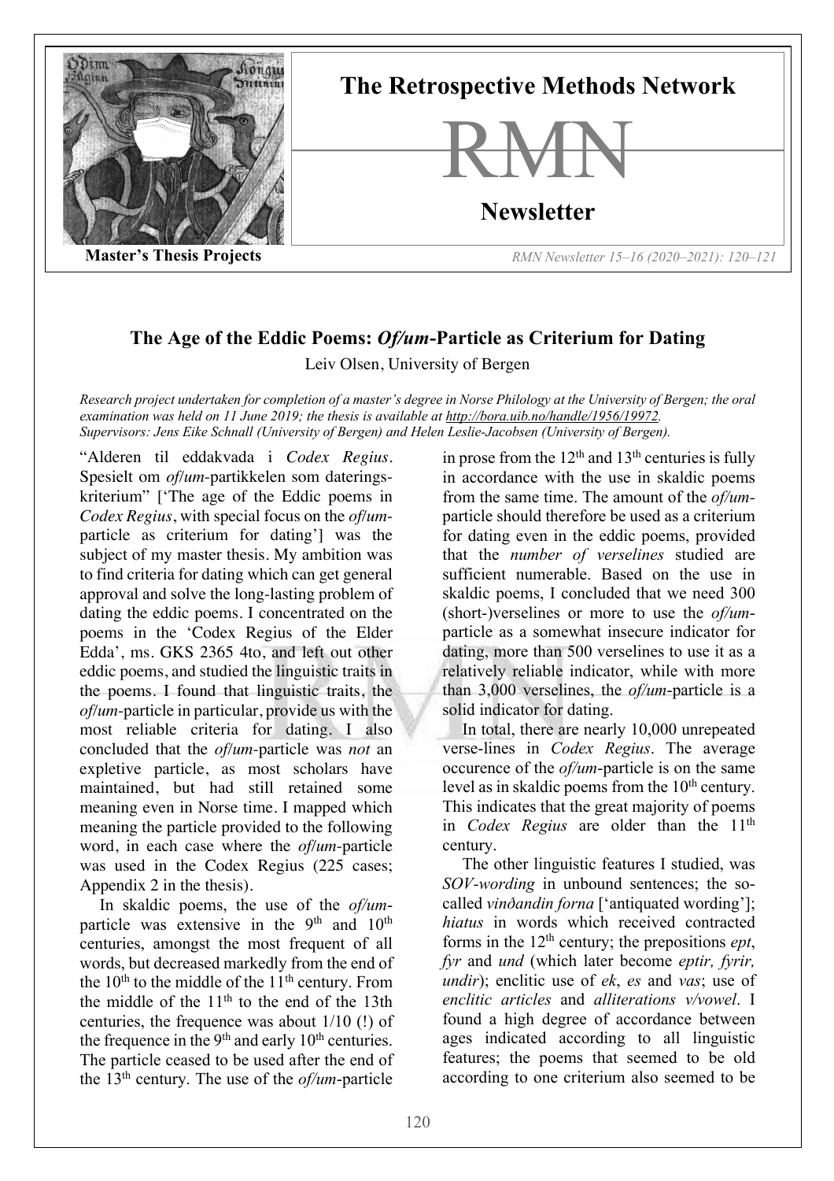**Master's Thesis Projects**

# The Age of the Eddic Poems: *Of/um*-Particle as Criterium for Dating

Leiv Olsen, University of Bergen

*Research project undertaken for completion of a master's degree in Norse Philology at the University of Bergen; the oral examination was held on 11 June 2019; the thesis is available at http://bora.uib.no/handle/1956/19972.*
*Supervisors: Jens Eike Schnall (University of Bergen) and Helen Leslie-Jacobsen (University of Bergen).*

"Alderen til eddakvada i *Codex Regius*. Spesielt om *of/um*-partikkelen som dateringskriterium" ['The age of the Eddic poems in *Codex Regius*, with special focus on the *of/um*-particle as criterium for dating'] was the subject of my master thesis. My ambition was to find criteria for dating which can get general approval and solve the long-lasting problem of dating the eddic poems. I concentrated on the poems in the 'Codex Regius of the Elder Edda', ms. GKS 2365 4to, and left out other eddic poems, and studied the linguistic traits in the poems. I found that linguistic traits, the *of/um*-particle in particular, provide us with the most reliable criteria for dating. I also concluded that the *of/um*-particle was *not* an expletive particle, as most scholars have maintained, but had still retained some meaning even in Norse time. I mapped which meaning the particle provided to the following word, in each case where the *of/um*-particle was used in the Codex Regius (225 cases; Appendix 2 in the thesis).

In skaldic poems, the use of the *of/um*-particle was extensive in the 9th and 10th centuries, amongst the most frequent of all words, but decreased markedly from the end of the 10th to the middle of the 11th century. From the middle of the 11th to the end of the 13th centuries, the frequence was about 1/10 (!) of the frequence in the 9th and early 10th centuries. The particle ceased to be used after the end of the 13th century. The use of the *of/um*-particle in prose from the 12th and 13th centuries is fully in accordance with the use in skaldic poems from the same time. The amount of the *of/um*-particle should therefore be used as a criterium for dating even in the eddic poems, provided that the *number of verselines* studied are sufficient numerable. Based on the use in skaldic poems, I concluded that we need 300 (short-)verselines or more to use the *of/um*-particle as a somewhat insecure indicator for dating, more than 500 verselines to use it as a relatively reliable indicator, while with more than 3,000 verselines, the *of/um*-particle is a solid indicator for dating.

In total, there are nearly 10,000 unrepeated verse-lines in *Codex Regius*. The average occurence of the *of/um*-particle is on the same level as in skaldic poems from the 10th century. This indicates that the great majority of poems in *Codex Regius* are older than the 11th century.

The other linguistic features I studied, was *SOV-wording* in unbound sentences; the so-called *vinðandin forna* ['antiquated wording']; *hiatus* in words which received contracted forms in the 12th century; the prepositions *ept*, *fyr* and *und* (which later become *eptir, fyrir, undir*); enclitic use of *ek*, *es* and *vas*; use of *enclitic articles* and *alliterations v/vowel*. I found a high degree of accordance between ages indicated according to all linguistic features; the poems that seemed to be old according to one criterium also seemed to be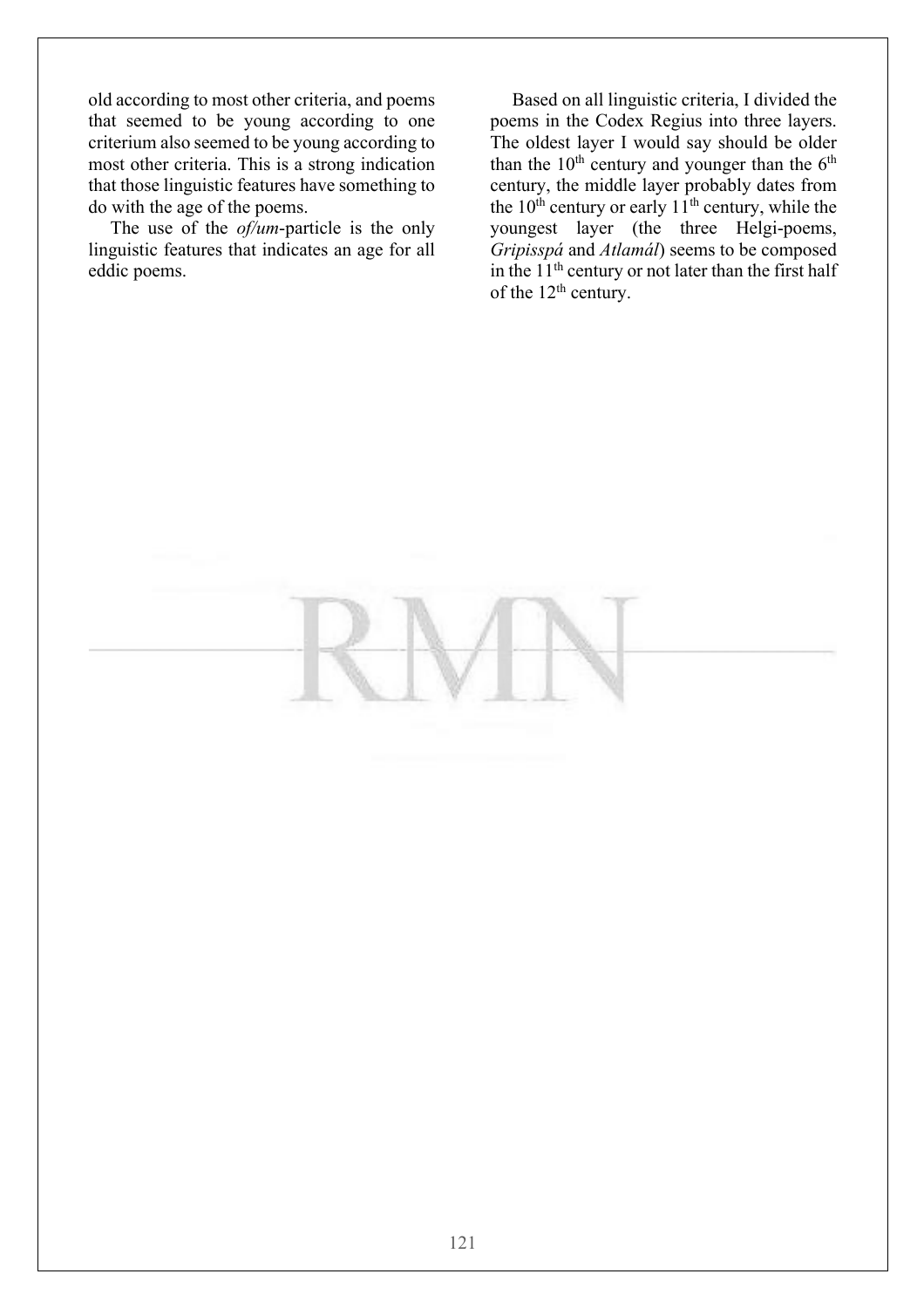old according to most other criteria, and poems that seemed to be young according to one criterium also seemed to be young according to most other criteria. This is a strong indication that those linguistic features have something to do with the age of the poems.

The use of the *of/um*-particle is the only linguistic features that indicates an age for all eddic poems.

Based on all linguistic criteria, I divided the poems in the Codex Regius into three layers. The oldest layer I would say should be older than the 10th century and younger than the 6th century, the middle layer probably dates from the 10th century or early 11th century, while the youngest layer (the three Helgi-poems, *Gripisspá* and *Atlamál*) seems to be composed in the 11th century or not later than the first half of the 12th century.